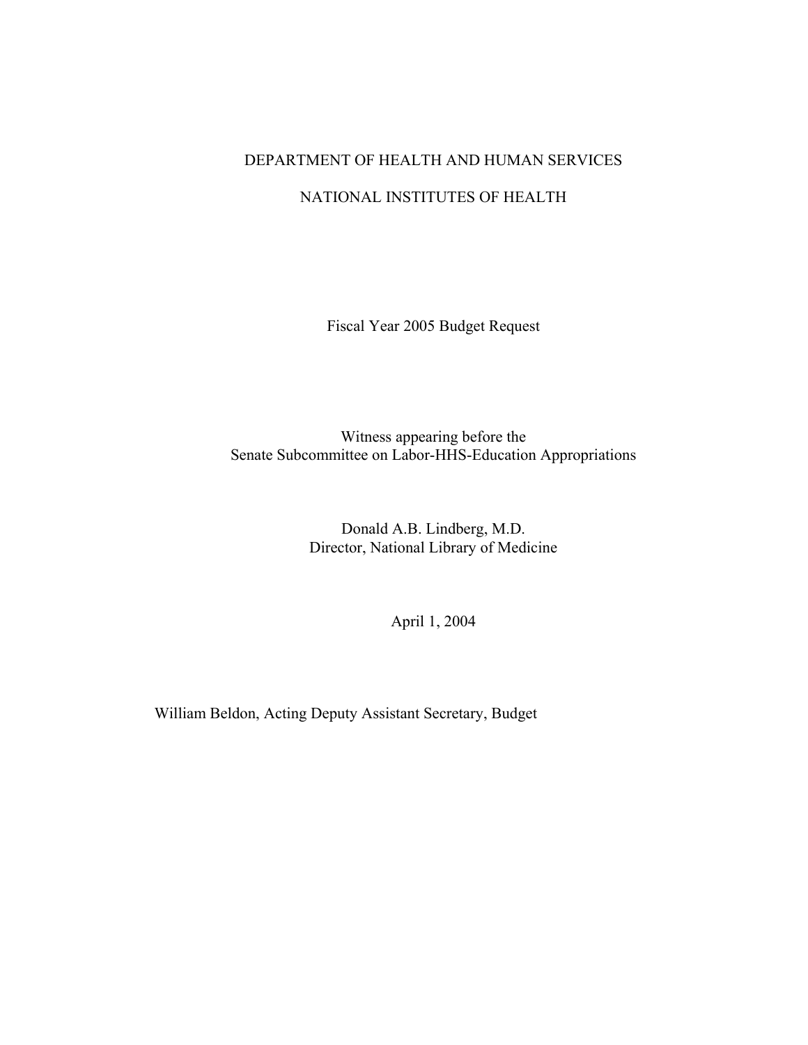DEPARTMENT OF HEALTH AND HUMAN SERVICES

NATIONAL INSTITUTES OF HEALTH

Fiscal Year 2005 Budget Request

Witness appearing before the
Senate Subcommittee on Labor-HHS-Education Appropriations

Donald A.B. Lindberg, M.D.
Director, National Library of Medicine

April 1, 2004

William Beldon, Acting Deputy Assistant Secretary, Budget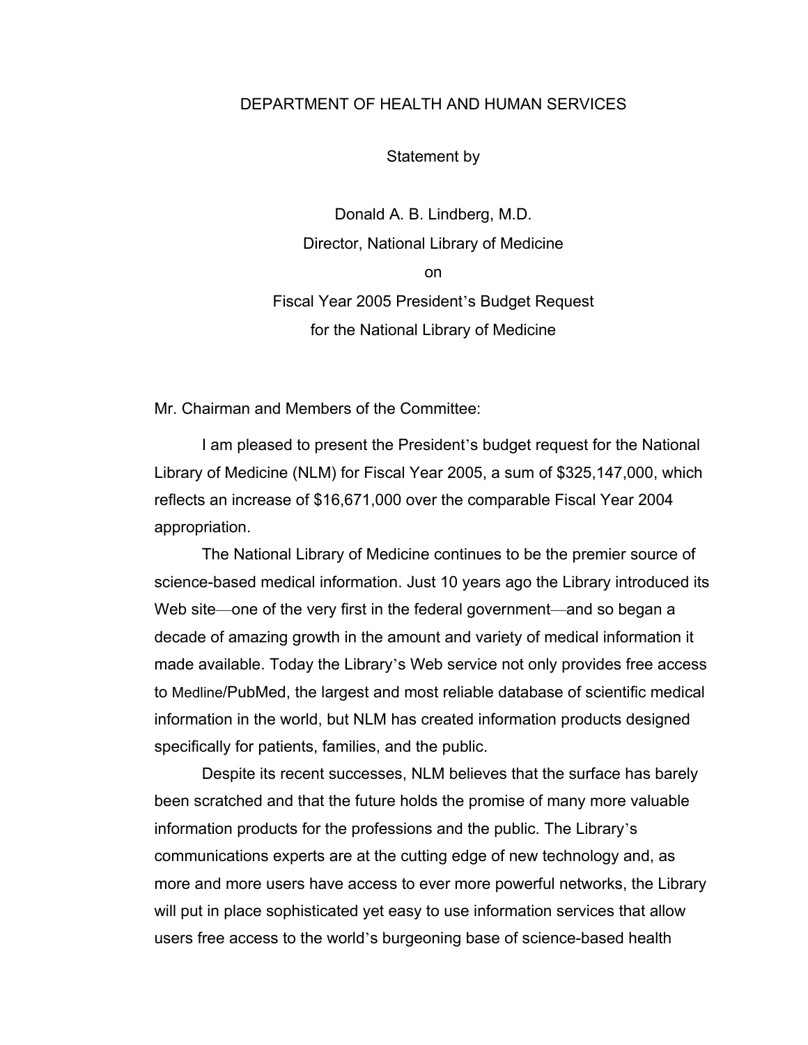DEPARTMENT OF HEALTH AND HUMAN SERVICES

Statement by

Donald A. B. Lindberg, M.D.
Director, National Library of Medicine
on
Fiscal Year 2005 President's Budget Request
for the National Library of Medicine

Mr. Chairman and Members of the Committee:

I am pleased to present the President's budget request for the National Library of Medicine (NLM) for Fiscal Year 2005, a sum of $325,147,000, which reflects an increase of $16,671,000 over the comparable Fiscal Year 2004 appropriation.

The National Library of Medicine continues to be the premier source of science-based medical information. Just 10 years ago the Library introduced its Web site—one of the very first in the federal government—and so began a decade of amazing growth in the amount and variety of medical information it made available. Today the Library's Web service not only provides free access to Medline/PubMed, the largest and most reliable database of scientific medical information in the world, but NLM has created information products designed specifically for patients, families, and the public.

Despite its recent successes, NLM believes that the surface has barely been scratched and that the future holds the promise of many more valuable information products for the professions and the public. The Library's communications experts are at the cutting edge of new technology and, as more and more users have access to ever more powerful networks, the Library will put in place sophisticated yet easy to use information services that allow users free access to the world's burgeoning base of science-based health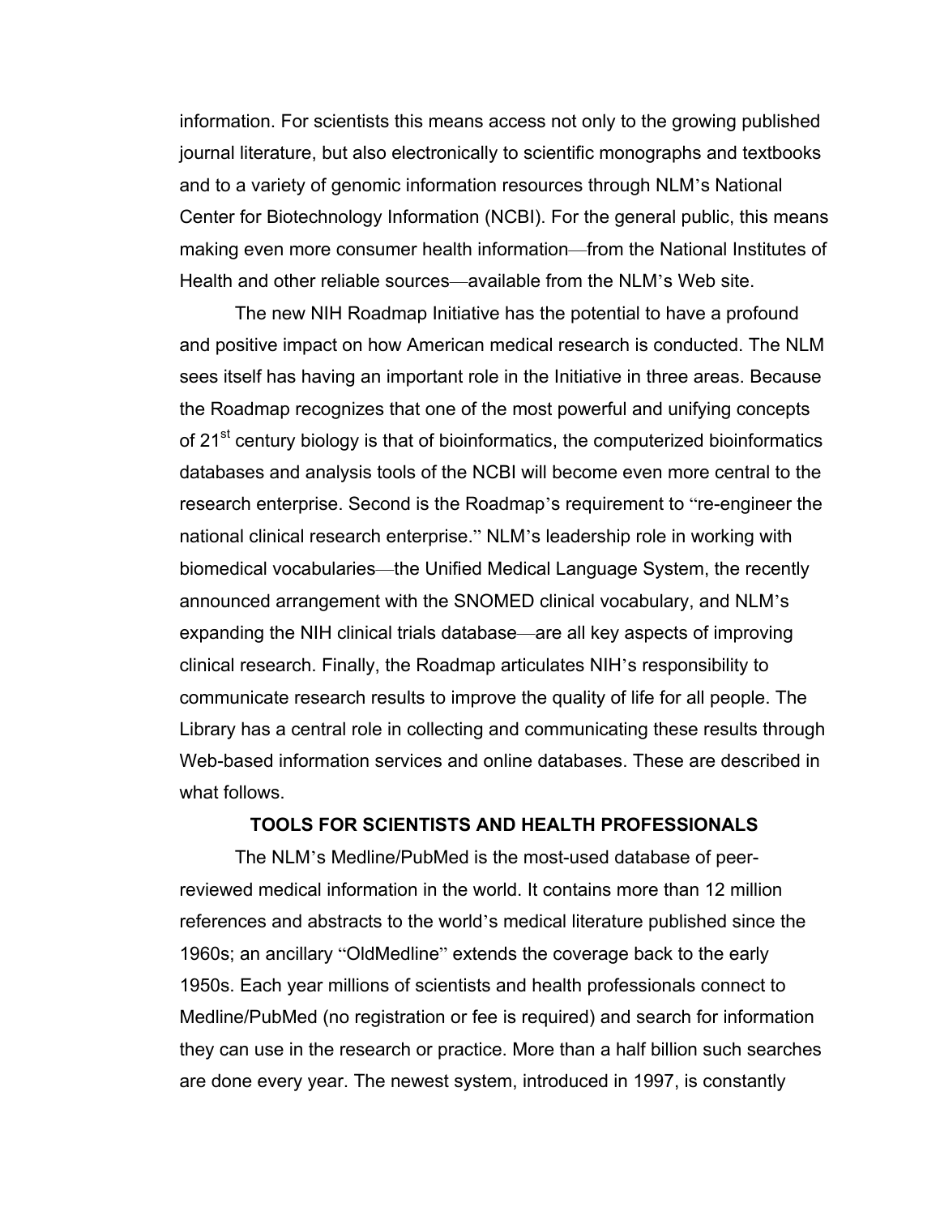information. For scientists this means access not only to the growing published journal literature, but also electronically to scientific monographs and textbooks and to a variety of genomic information resources through NLM's National Center for Biotechnology Information (NCBI). For the general public, this means making even more consumer health information—from the National Institutes of Health and other reliable sources—available from the NLM's Web site.

The new NIH Roadmap Initiative has the potential to have a profound and positive impact on how American medical research is conducted. The NLM sees itself has having an important role in the Initiative in three areas. Because the Roadmap recognizes that one of the most powerful and unifying concepts of 21st century biology is that of bioinformatics, the computerized bioinformatics databases and analysis tools of the NCBI will become even more central to the research enterprise. Second is the Roadmap's requirement to "re-engineer the national clinical research enterprise." NLM's leadership role in working with biomedical vocabularies—the Unified Medical Language System, the recently announced arrangement with the SNOMED clinical vocabulary, and NLM's expanding the NIH clinical trials database—are all key aspects of improving clinical research. Finally, the Roadmap articulates NIH's responsibility to communicate research results to improve the quality of life for all people. The Library has a central role in collecting and communicating these results through Web-based information services and online databases. These are described in what follows.

## TOOLS FOR SCIENTISTS AND HEALTH PROFESSIONALS

The NLM's Medline/PubMed is the most-used database of peer-reviewed medical information in the world. It contains more than 12 million references and abstracts to the world's medical literature published since the 1960s; an ancillary "OldMedline" extends the coverage back to the early 1950s. Each year millions of scientists and health professionals connect to Medline/PubMed (no registration or fee is required) and search for information they can use in the research or practice. More than a half billion such searches are done every year. The newest system, introduced in 1997, is constantly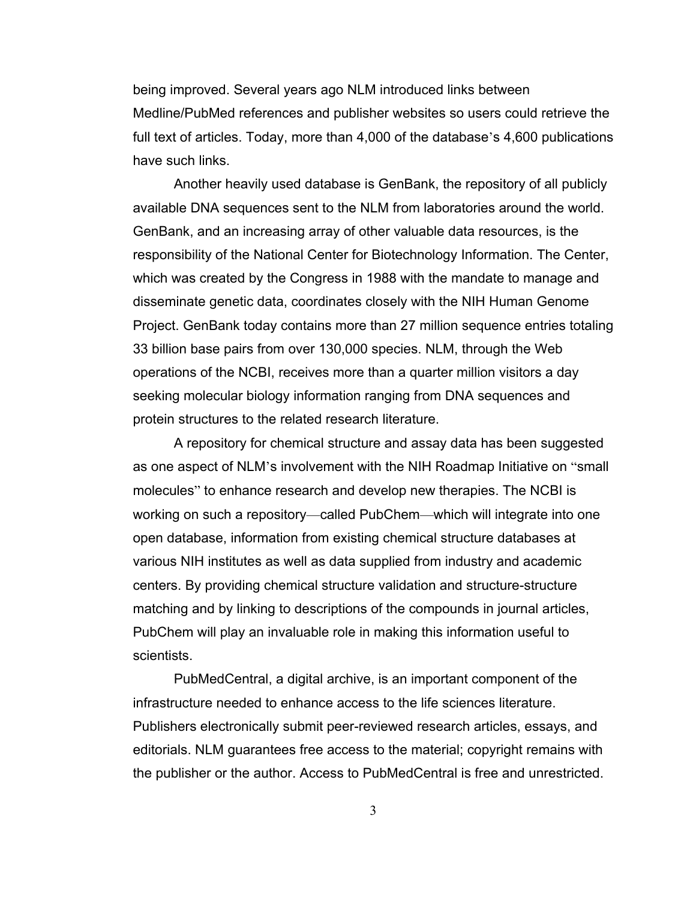being improved. Several years ago NLM introduced links between Medline/PubMed references and publisher websites so users could retrieve the full text of articles. Today, more than 4,000 of the database's 4,600 publications have such links.

Another heavily used database is GenBank, the repository of all publicly available DNA sequences sent to the NLM from laboratories around the world. GenBank, and an increasing array of other valuable data resources, is the responsibility of the National Center for Biotechnology Information. The Center, which was created by the Congress in 1988 with the mandate to manage and disseminate genetic data, coordinates closely with the NIH Human Genome Project. GenBank today contains more than 27 million sequence entries totaling 33 billion base pairs from over 130,000 species. NLM, through the Web operations of the NCBI, receives more than a quarter million visitors a day seeking molecular biology information ranging from DNA sequences and protein structures to the related research literature.

A repository for chemical structure and assay data has been suggested as one aspect of NLM's involvement with the NIH Roadmap Initiative on "small molecules" to enhance research and develop new therapies. The NCBI is working on such a repository—called PubChem—which will integrate into one open database, information from existing chemical structure databases at various NIH institutes as well as data supplied from industry and academic centers. By providing chemical structure validation and structure-structure matching and by linking to descriptions of the compounds in journal articles, PubChem will play an invaluable role in making this information useful to scientists.

PubMedCentral, a digital archive, is an important component of the infrastructure needed to enhance access to the life sciences literature. Publishers electronically submit peer-reviewed research articles, essays, and editorials. NLM guarantees free access to the material; copyright remains with the publisher or the author. Access to PubMedCentral is free and unrestricted.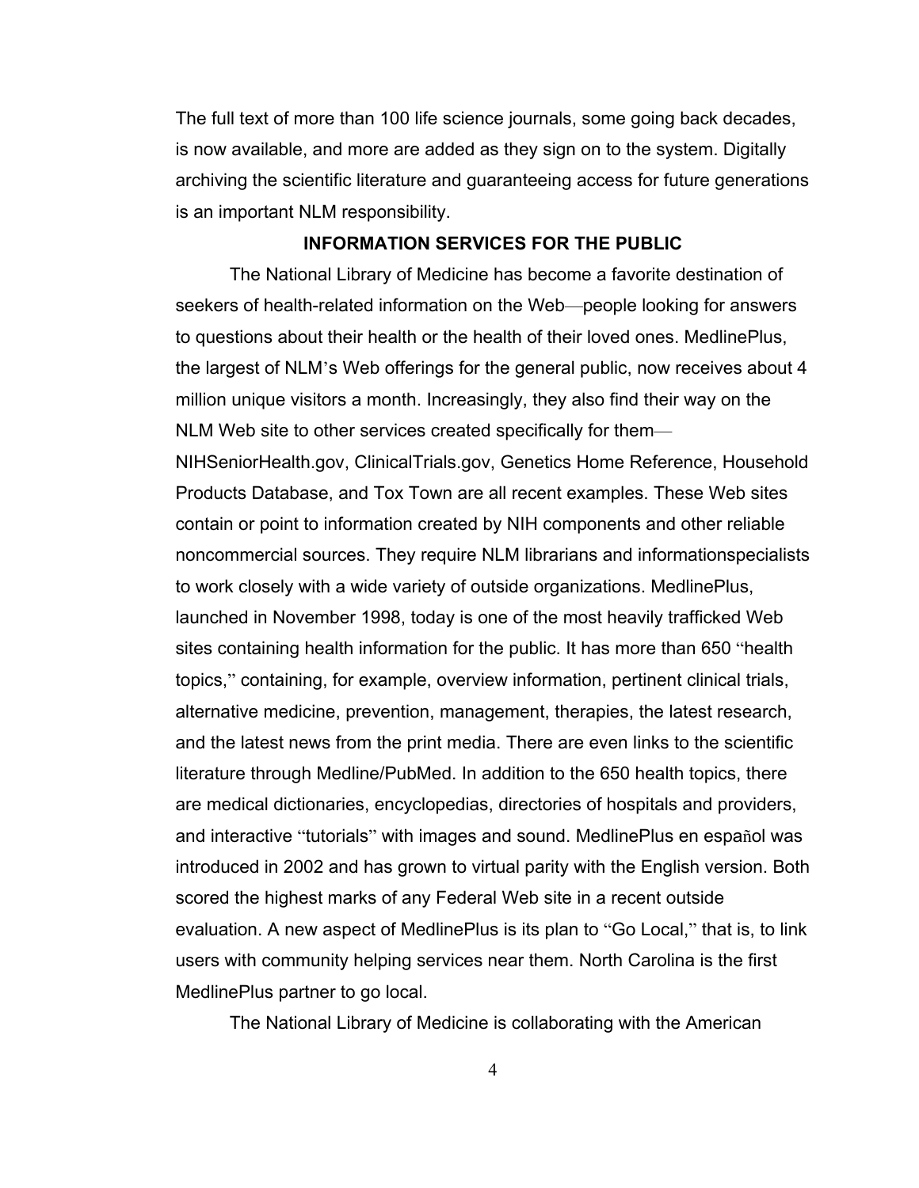The full text of more than 100 life science journals, some going back decades, is now available, and more are added as they sign on to the system. Digitally archiving the scientific literature and guaranteeing access for future generations is an important NLM responsibility.

## INFORMATION SERVICES FOR THE PUBLIC

The National Library of Medicine has become a favorite destination of seekers of health-related information on the Web—people looking for answers to questions about their health or the health of their loved ones. MedlinePlus, the largest of NLM's Web offerings for the general public, now receives about 4 million unique visitors a month. Increasingly, they also find their way on the NLM Web site to other services created specifically for them—NIHSeniorHealth.gov, ClinicalTrials.gov, Genetics Home Reference, Household Products Database, and Tox Town are all recent examples. These Web sites contain or point to information created by NIH components and other reliable noncommercial sources. They require NLM librarians and informationspecialists to work closely with a wide variety of outside organizations. MedlinePlus, launched in November 1998, today is one of the most heavily trafficked Web sites containing health information for the public. It has more than 650 "health topics," containing, for example, overview information, pertinent clinical trials, alternative medicine, prevention, management, therapies, the latest research, and the latest news from the print media. There are even links to the scientific literature through Medline/PubMed. In addition to the 650 health topics, there are medical dictionaries, encyclopedias, directories of hospitals and providers, and interactive "tutorials" with images and sound. MedlinePlus en español was introduced in 2002 and has grown to virtual parity with the English version. Both scored the highest marks of any Federal Web site in a recent outside evaluation. A new aspect of MedlinePlus is its plan to "Go Local," that is, to link users with community helping services near them. North Carolina is the first MedlinePlus partner to go local.

The National Library of Medicine is collaborating with the American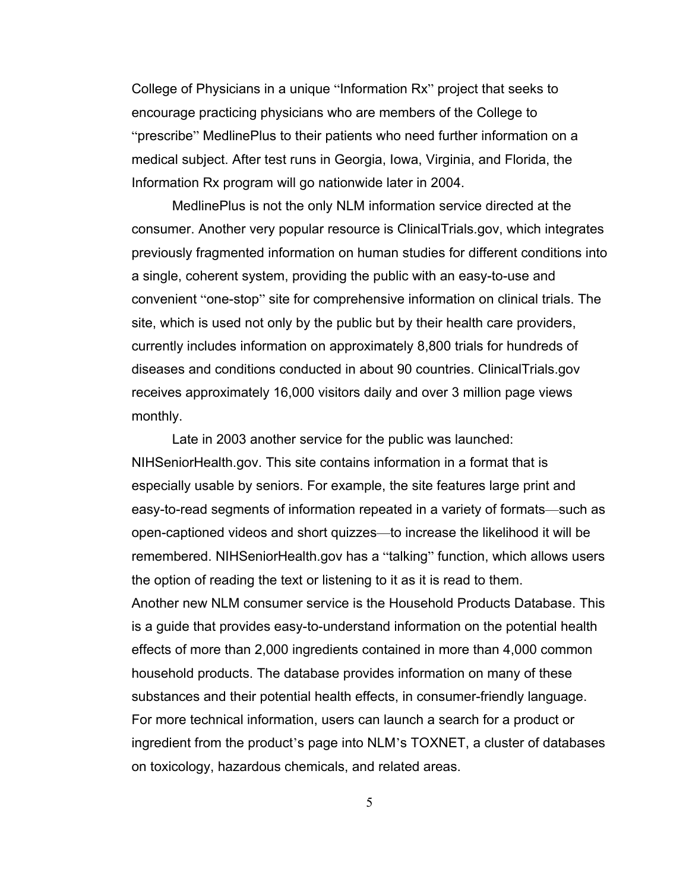College of Physicians in a unique "Information Rx" project that seeks to encourage practicing physicians who are members of the College to "prescribe" MedlinePlus to their patients who need further information on a medical subject. After test runs in Georgia, Iowa, Virginia, and Florida, the Information Rx program will go nationwide later in 2004.

MedlinePlus is not the only NLM information service directed at the consumer. Another very popular resource is ClinicalTrials.gov, which integrates previously fragmented information on human studies for different conditions into a single, coherent system, providing the public with an easy-to-use and convenient "one-stop" site for comprehensive information on clinical trials. The site, which is used not only by the public but by their health care providers, currently includes information on approximately 8,800 trials for hundreds of diseases and conditions conducted in about 90 countries. ClinicalTrials.gov receives approximately 16,000 visitors daily and over 3 million page views monthly.

Late in 2003 another service for the public was launched: NIHSeniorHealth.gov. This site contains information in a format that is especially usable by seniors. For example, the site features large print and easy-to-read segments of information repeated in a variety of formats—such as open-captioned videos and short quizzes—to increase the likelihood it will be remembered. NIHSeniorHealth.gov has a "talking" function, which allows users the option of reading the text or listening to it as it is read to them.

Another new NLM consumer service is the Household Products Database. This is a guide that provides easy-to-understand information on the potential health effects of more than 2,000 ingredients contained in more than 4,000 common household products. The database provides information on many of these substances and their potential health effects, in consumer-friendly language. For more technical information, users can launch a search for a product or ingredient from the product's page into NLM's TOXNET, a cluster of databases on toxicology, hazardous chemicals, and related areas.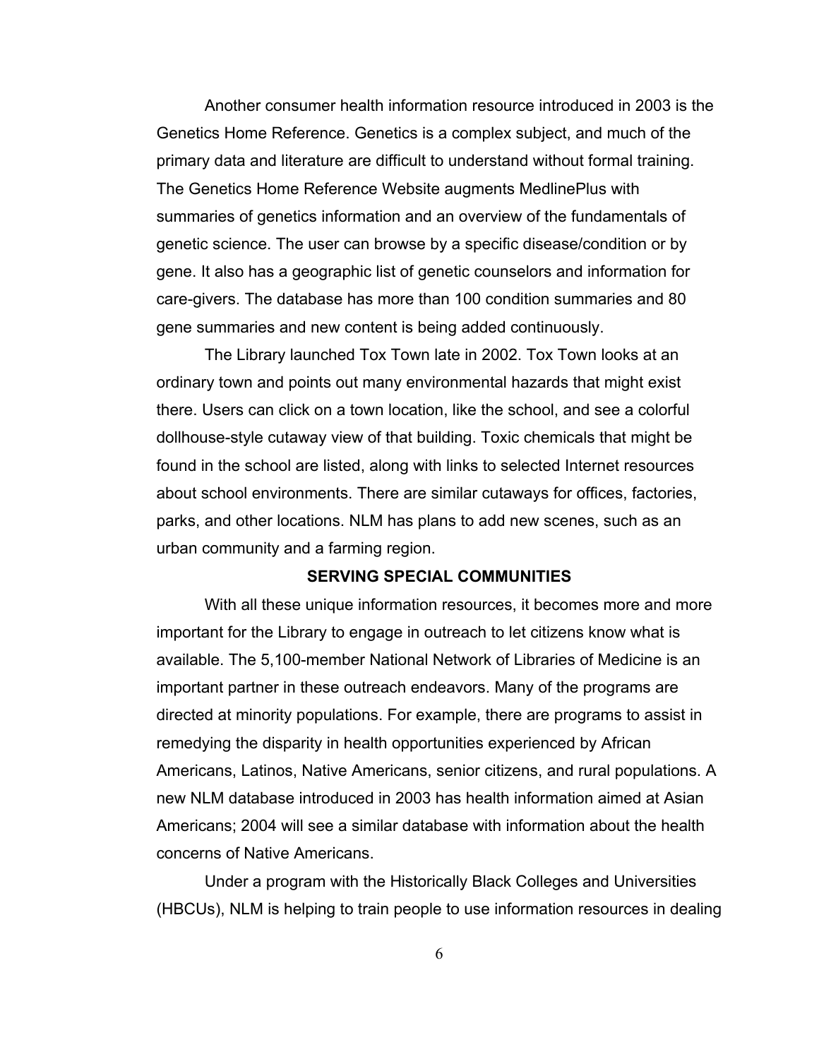Another consumer health information resource introduced in 2003 is the Genetics Home Reference. Genetics is a complex subject, and much of the primary data and literature are difficult to understand without formal training. The Genetics Home Reference Website augments MedlinePlus with summaries of genetics information and an overview of the fundamentals of genetic science. The user can browse by a specific disease/condition or by gene. It also has a geographic list of genetic counselors and information for care-givers. The database has more than 100 condition summaries and 80 gene summaries and new content is being added continuously.

The Library launched Tox Town late in 2002. Tox Town looks at an ordinary town and points out many environmental hazards that might exist there. Users can click on a town location, like the school, and see a colorful dollhouse-style cutaway view of that building. Toxic chemicals that might be found in the school are listed, along with links to selected Internet resources about school environments. There are similar cutaways for offices, factories, parks, and other locations. NLM has plans to add new scenes, such as an urban community and a farming region.

## SERVING SPECIAL COMMUNITIES

With all these unique information resources, it becomes more and more important for the Library to engage in outreach to let citizens know what is available. The 5,100-member National Network of Libraries of Medicine is an important partner in these outreach endeavors. Many of the programs are directed at minority populations. For example, there are programs to assist in remedying the disparity in health opportunities experienced by African Americans, Latinos, Native Americans, senior citizens, and rural populations. A new NLM database introduced in 2003 has health information aimed at Asian Americans; 2004 will see a similar database with information about the health concerns of Native Americans.

Under a program with the Historically Black Colleges and Universities (HBCUs), NLM is helping to train people to use information resources in dealing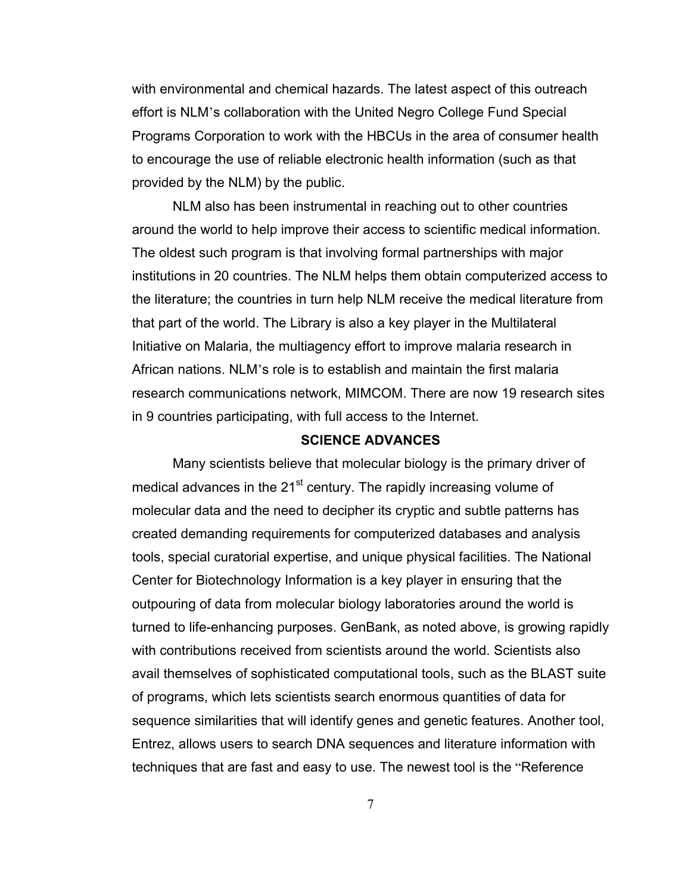with environmental and chemical hazards. The latest aspect of this outreach effort is NLM's collaboration with the United Negro College Fund Special Programs Corporation to work with the HBCUs in the area of consumer health to encourage the use of reliable electronic health information (such as that provided by the NLM) by the public.

NLM also has been instrumental in reaching out to other countries around the world to help improve their access to scientific medical information. The oldest such program is that involving formal partnerships with major institutions in 20 countries. The NLM helps them obtain computerized access to the literature; the countries in turn help NLM receive the medical literature from that part of the world. The Library is also a key player in the Multilateral Initiative on Malaria, the multiagency effort to improve malaria research in African nations. NLM's role is to establish and maintain the first malaria research communications network, MIMCOM. There are now 19 research sites in 9 countries participating, with full access to the Internet.

## SCIENCE ADVANCES

Many scientists believe that molecular biology is the primary driver of medical advances in the 21st century. The rapidly increasing volume of molecular data and the need to decipher its cryptic and subtle patterns has created demanding requirements for computerized databases and analysis tools, special curatorial expertise, and unique physical facilities. The National Center for Biotechnology Information is a key player in ensuring that the outpouring of data from molecular biology laboratories around the world is turned to life-enhancing purposes. GenBank, as noted above, is growing rapidly with contributions received from scientists around the world. Scientists also avail themselves of sophisticated computational tools, such as the BLAST suite of programs, which lets scientists search enormous quantities of data for sequence similarities that will identify genes and genetic features. Another tool, Entrez, allows users to search DNA sequences and literature information with techniques that are fast and easy to use. The newest tool is the "Reference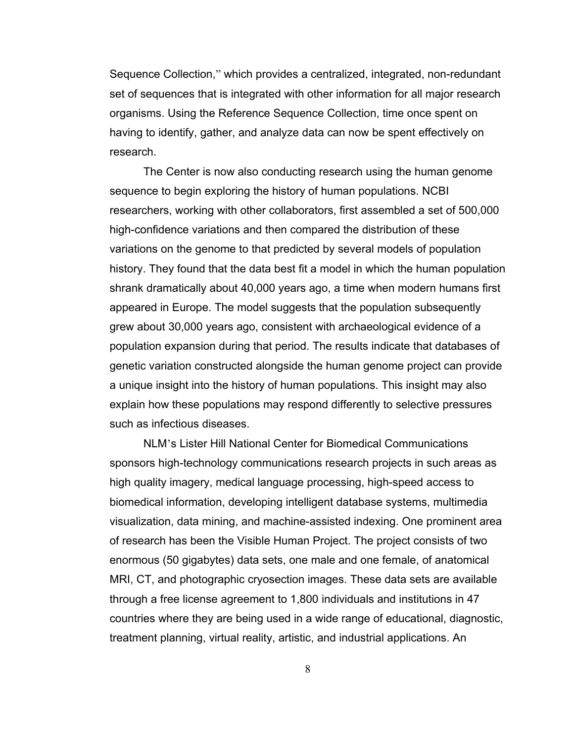Sequence Collection," which provides a centralized, integrated, non-redundant set of sequences that is integrated with other information for all major research organisms. Using the Reference Sequence Collection, time once spent on having to identify, gather, and analyze data can now be spent effectively on research.

The Center is now also conducting research using the human genome sequence to begin exploring the history of human populations. NCBI researchers, working with other collaborators, first assembled a set of 500,000 high-confidence variations and then compared the distribution of these variations on the genome to that predicted by several models of population history. They found that the data best fit a model in which the human population shrank dramatically about 40,000 years ago, a time when modern humans first appeared in Europe. The model suggests that the population subsequently grew about 30,000 years ago, consistent with archaeological evidence of a population expansion during that period. The results indicate that databases of genetic variation constructed alongside the human genome project can provide a unique insight into the history of human populations. This insight may also explain how these populations may respond differently to selective pressures such as infectious diseases.

NLM's Lister Hill National Center for Biomedical Communications sponsors high-technology communications research projects in such areas as high quality imagery, medical language processing, high-speed access to biomedical information, developing intelligent database systems, multimedia visualization, data mining, and machine-assisted indexing. One prominent area of research has been the Visible Human Project. The project consists of two enormous (50 gigabytes) data sets, one male and one female, of anatomical MRI, CT, and photographic cryosection images. These data sets are available through a free license agreement to 1,800 individuals and institutions in 47 countries where they are being used in a wide range of educational, diagnostic, treatment planning, virtual reality, artistic, and industrial applications. An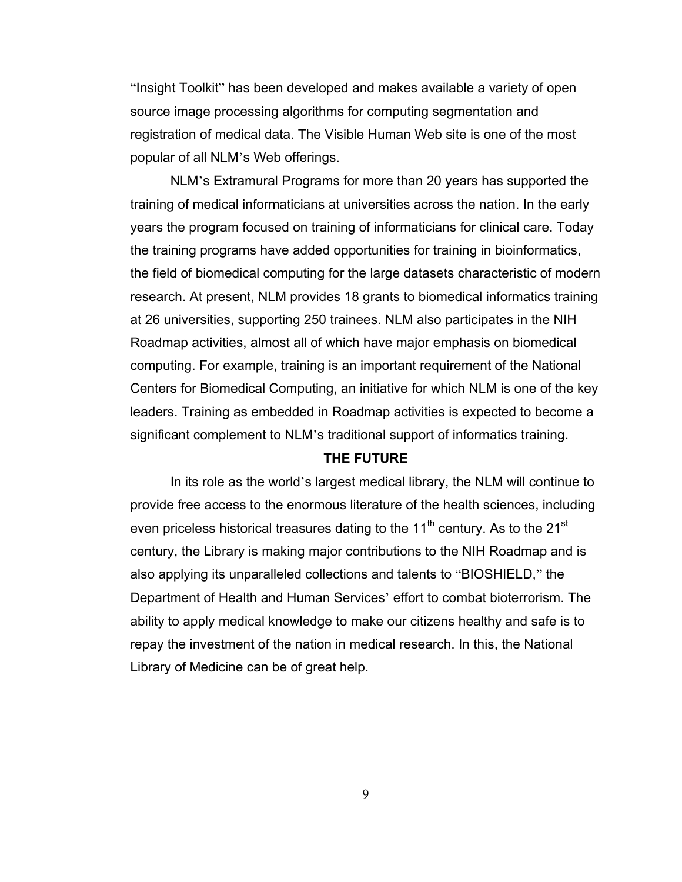"Insight Toolkit" has been developed and makes available a variety of open source image processing algorithms for computing segmentation and registration of medical data. The Visible Human Web site is one of the most popular of all NLM's Web offerings.

NLM's Extramural Programs for more than 20 years has supported the training of medical informaticians at universities across the nation. In the early years the program focused on training of informaticians for clinical care. Today the training programs have added opportunities for training in bioinformatics, the field of biomedical computing for the large datasets characteristic of modern research. At present, NLM provides 18 grants to biomedical informatics training at 26 universities, supporting 250 trainees. NLM also participates in the NIH Roadmap activities, almost all of which have major emphasis on biomedical computing. For example, training is an important requirement of the National Centers for Biomedical Computing, an initiative for which NLM is one of the key leaders. Training as embedded in Roadmap activities is expected to become a significant complement to NLM's traditional support of informatics training.

## THE FUTURE

In its role as the world's largest medical library, the NLM will continue to provide free access to the enormous literature of the health sciences, including even priceless historical treasures dating to the 11th century. As to the 21st century, the Library is making major contributions to the NIH Roadmap and is also applying its unparalleled collections and talents to "BIOSHIELD," the Department of Health and Human Services' effort to combat bioterrorism. The ability to apply medical knowledge to make our citizens healthy and safe is to repay the investment of the nation in medical research. In this, the National Library of Medicine can be of great help.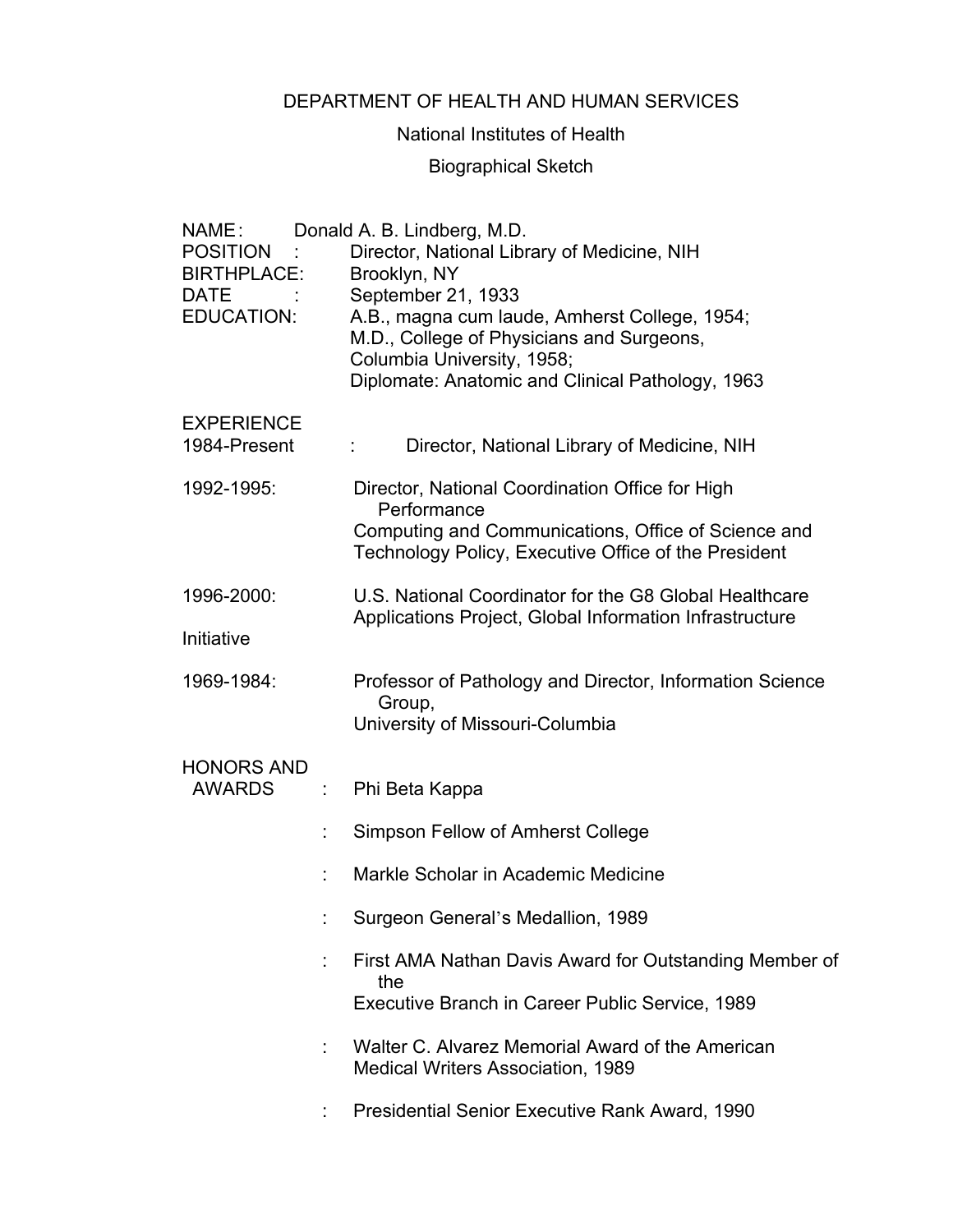DEPARTMENT OF HEALTH AND HUMAN SERVICES

National Institutes of Health

Biographical Sketch

NAME: Donald A. B. Lindberg, M.D.
POSITION : Director, National Library of Medicine, NIH
BIRTHPLACE: Brooklyn, NY
DATE : September 21, 1933
EDUCATION: A.B., magna cum laude, Amherst College, 1954;
M.D., College of Physicians and Surgeons, Columbia University, 1958;
Diplomate: Anatomic and Clinical Pathology, 1963

EXPERIENCE

1984-Present : Director, National Library of Medicine, NIH

1992-1995: Director, National Coordination Office for High Performance Computing and Communications, Office of Science and Technology Policy, Executive Office of the President

1996-2000: U.S. National Coordinator for the G8 Global Healthcare Applications Project, Global Information Infrastructure Initiative

1969-1984: Professor of Pathology and Director, Information Science Group, University of Missouri-Columbia

HONORS AND AWARDS

: Phi Beta Kappa

: Simpson Fellow of Amherst College

: Markle Scholar in Academic Medicine

: Surgeon General's Medallion, 1989

: First AMA Nathan Davis Award for Outstanding Member of the Executive Branch in Career Public Service, 1989

: Walter C. Alvarez Memorial Award of the American Medical Writers Association, 1989

: Presidential Senior Executive Rank Award, 1990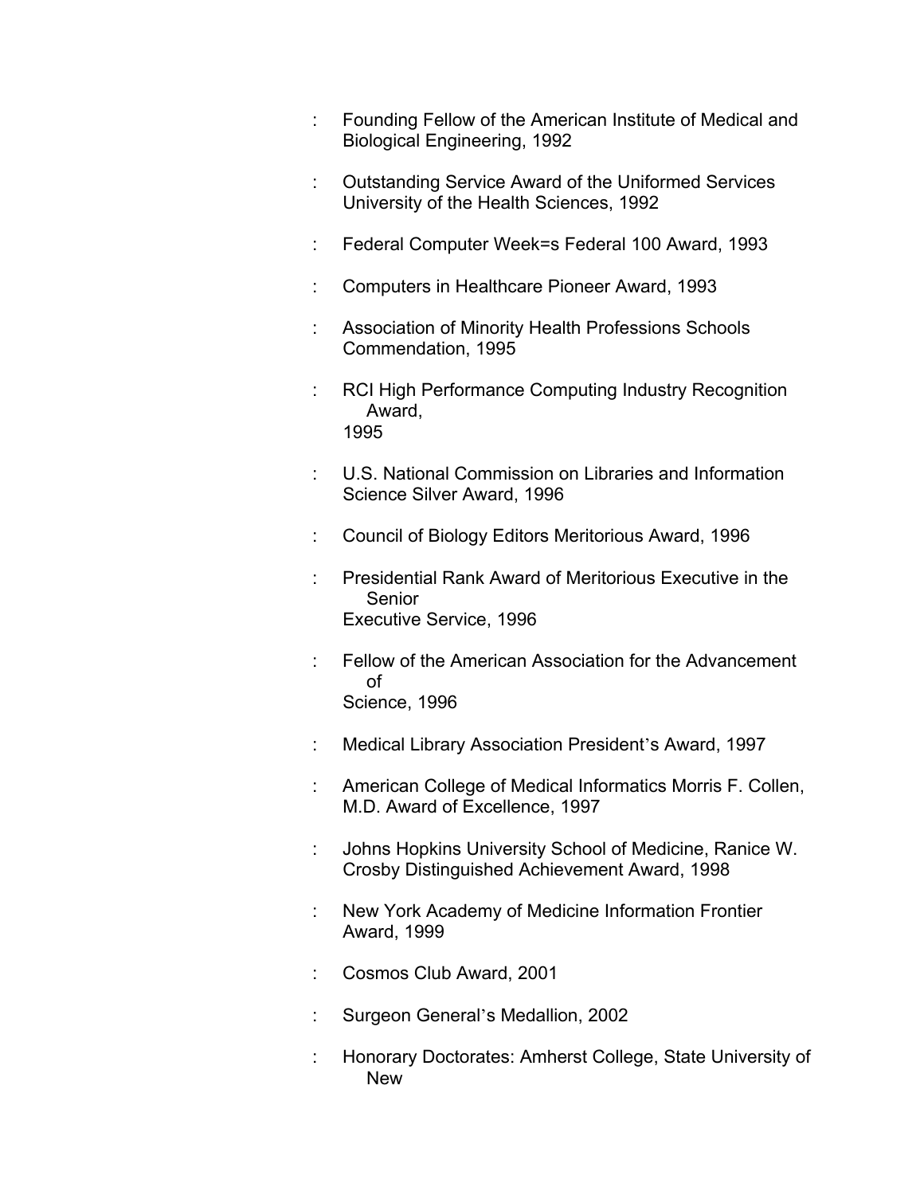- Founding Fellow of the American Institute of Medical and Biological Engineering, 1992

- Outstanding Service Award of the Uniformed Services University of the Health Sciences, 1992

- Federal Computer Week=s Federal 100 Award, 1993

- Computers in Healthcare Pioneer Award, 1993

- Association of Minority Health Professions Schools Commendation, 1995

- RCI High Performance Computing Industry Recognition Award, 1995

- U.S. National Commission on Libraries and Information Science Silver Award, 1996

- Council of Biology Editors Meritorious Award, 1996

- Presidential Rank Award of Meritorious Executive in the Senior Executive Service, 1996

- Fellow of the American Association for the Advancement of Science, 1996

- Medical Library Association President's Award, 1997

- American College of Medical Informatics Morris F. Collen, M.D. Award of Excellence, 1997

- Johns Hopkins University School of Medicine, Ranice W. Crosby Distinguished Achievement Award, 1998

- New York Academy of Medicine Information Frontier Award, 1999

- Cosmos Club Award, 2001

- Surgeon General's Medallion, 2002

- Honorary Doctorates: Amherst College, State University of New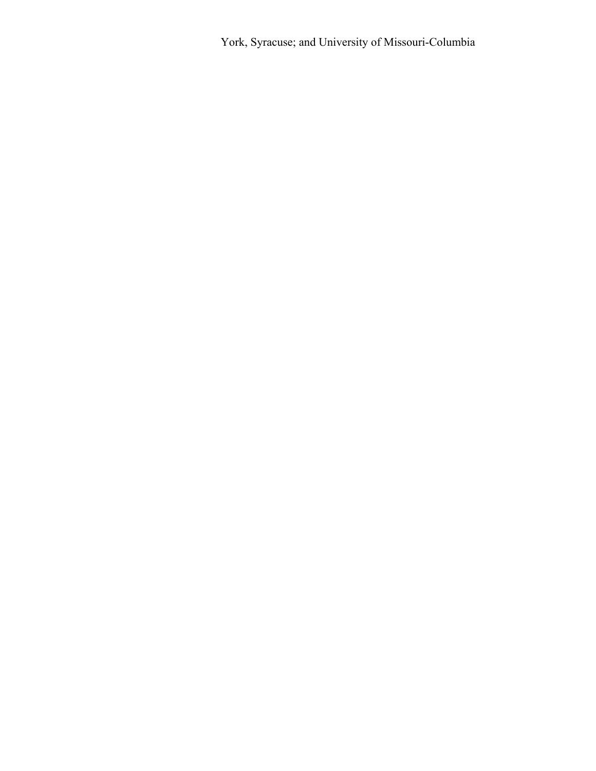York, Syracuse; and University of Missouri-Columbia